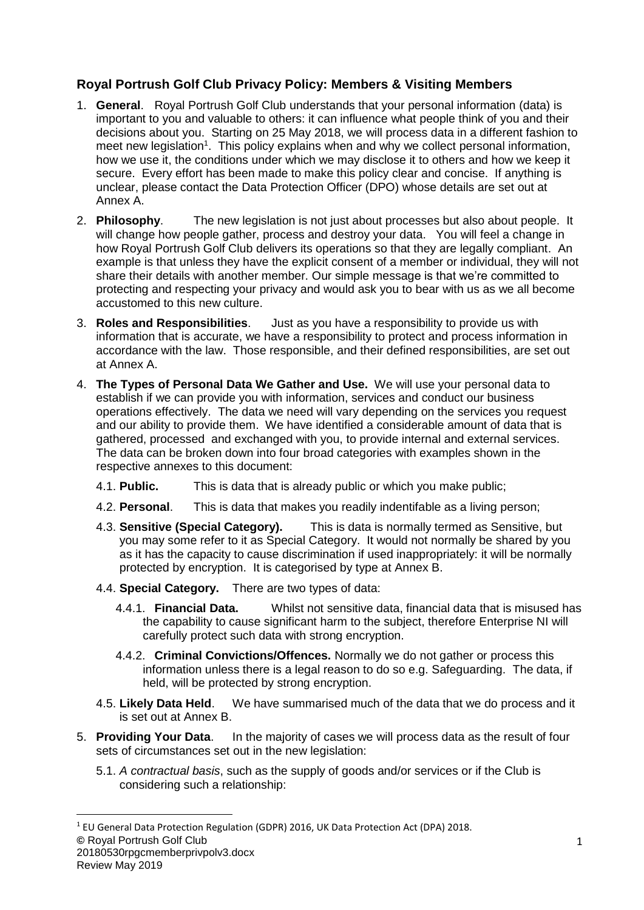## Royal Portrush Golf Club Privacy Policy: Members & Visiting Members

1. **General**. Royal Portrush Golf Club understands that your personal information (data) is important to you and valuable to others: it can influence what people think of you and their decisions about you. Starting on 25 May 2018, we will process data in a different fashion to meet new legislation[1]. This policy explains when and why we collect personal information, how we use it, the conditions under which we may disclose it to others and how we keep it secure. Every effort has been made to make this policy clear and concise. If anything is unclear, please contact the Data Protection Officer (DPO) whose details are set out at Annex A.

2. **Philosophy**. The new legislation is not just about processes but also about people. It will change how people gather, process and destroy your data. You will feel a change in how Royal Portrush Golf Club delivers its operations so that they are legally compliant. An example is that unless they have the explicit consent of a member or individual, they will not share their details with another member. Our simple message is that we're committed to protecting and respecting your privacy and would ask you to bear with us as we all become accustomed to this new culture.

3. **Roles and Responsibilities**. Just as you have a responsibility to provide us with information that is accurate, we have a responsibility to protect and process information in accordance with the law. Those responsible, and their defined responsibilities, are set out at Annex A.

4. **The Types of Personal Data We Gather and Use.** We will use your personal data to establish if we can provide you with information, services and conduct our business operations effectively. The data we need will vary depending on the services you request and our ability to provide them. We have identified a considerable amount of data that is gathered, processed and exchanged with you, to provide internal and external services. The data can be broken down into four broad categories with examples shown in the respective annexes to this document:

   4.1. **Public.** This is data that is already public or which you make public;

   4.2. **Personal**. This is data that makes you readily indentifable as a living person;

   4.3. **Sensitive (Special Category).** This is data is normally termed as Sensitive, but you may some refer to it as Special Category. It would not normally be shared by you as it has the capacity to cause discrimination if used inappropriately: it will be normally protected by encryption. It is categorised by type at Annex B.

   4.4. **Special Category.** There are two types of data:

      4.4.1. **Financial Data.** Whilst not sensitive data, financial data that is misused has the capability to cause significant harm to the subject, therefore Enterprise NI will carefully protect such data with strong encryption.

      4.4.2. **Criminal Convictions/Offences.** Normally we do not gather or process this information unless there is a legal reason to do so e.g. Safeguarding. The data, if held, will be protected by strong encryption.

   4.5. **Likely Data Held**. We have summarised much of the data that we do process and it is set out at Annex B.

5. **Providing Your Data**. In the majority of cases we will process data as the result of four sets of circumstances set out in the new legislation:

   5.1. *A contractual basis*, such as the supply of goods and/or services or if the Club is considering such a relationship:

---

[1] EU General Data Protection Regulation (GDPR) 2016, UK Data Protection Act (DPA) 2018.

© Royal Portrush Golf Club
20180530rpgcmemberprivpolv3.docx
Review May 2019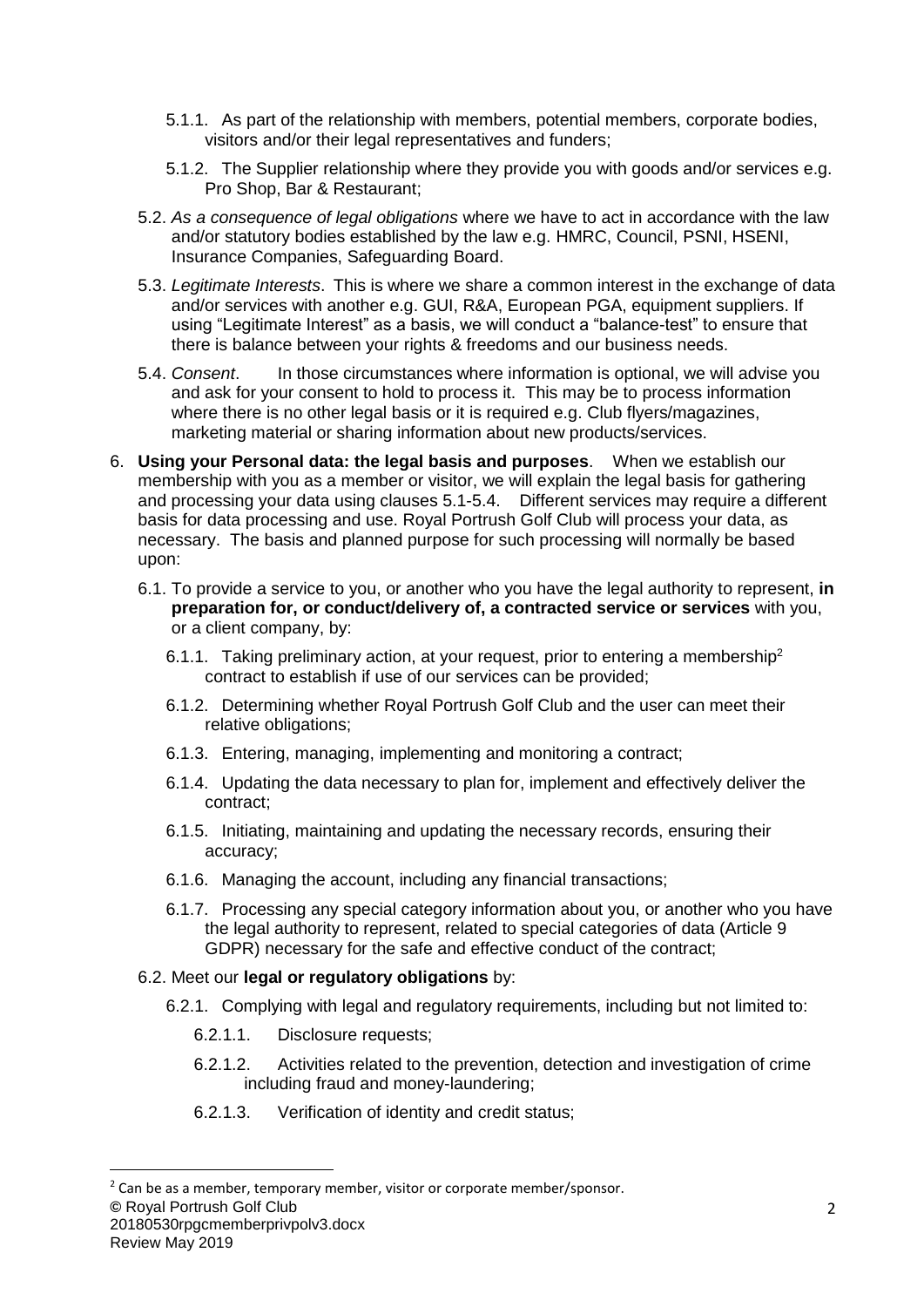5.1.1. As part of the relationship with members, potential members, corporate bodies, visitors and/or their legal representatives and funders;

5.1.2. The Supplier relationship where they provide you with goods and/or services e.g. Pro Shop, Bar & Restaurant;

5.2. *As a consequence of legal obligations* where we have to act in accordance with the law and/or statutory bodies established by the law e.g. HMRC, Council, PSNI, HSENI, Insurance Companies, Safeguarding Board.

5.3. *Legitimate Interests*. This is where we share a common interest in the exchange of data and/or services with another e.g. GUI, R&A, European PGA, equipment suppliers. If using "Legitimate Interest" as a basis, we will conduct a "balance-test" to ensure that there is balance between your rights & freedoms and our business needs.

5.4. *Consent*. In those circumstances where information is optional, we will advise you and ask for your consent to hold to process it. This may be to process information where there is no other legal basis or it is required e.g. Club flyers/magazines, marketing material or sharing information about new products/services.

6. **Using your Personal data: the legal basis and purposes**. When we establish our membership with you as a member or visitor, we will explain the legal basis for gathering and processing your data using clauses 5.1-5.4. Different services may require a different basis for data processing and use. Royal Portrush Golf Club will process your data, as necessary. The basis and planned purpose for such processing will normally be based upon:

6.1. To provide a service to you, or another who you have the legal authority to represent, **in preparation for, or conduct/delivery of, a contracted service or services** with you, or a client company, by:

6.1.1. Taking preliminary action, at your request, prior to entering a membership[2] contract to establish if use of our services can be provided;

6.1.2. Determining whether Royal Portrush Golf Club and the user can meet their relative obligations;

6.1.3. Entering, managing, implementing and monitoring a contract;

6.1.4. Updating the data necessary to plan for, implement and effectively deliver the contract;

6.1.5. Initiating, maintaining and updating the necessary records, ensuring their accuracy;

6.1.6. Managing the account, including any financial transactions;

6.1.7. Processing any special category information about you, or another who you have the legal authority to represent, related to special categories of data (Article 9 GDPR) necessary for the safe and effective conduct of the contract;

6.2. Meet our **legal or regulatory obligations** by:

6.2.1. Complying with legal and regulatory requirements, including but not limited to:

6.2.1.1. Disclosure requests;

6.2.1.2. Activities related to the prevention, detection and investigation of crime including fraud and money-laundering;

6.2.1.3. Verification of identity and credit status;

---

[2] Can be as a member, temporary member, visitor or corporate member/sponsor.

© Royal Portrush Golf Club
20180530rpgcmemberprivpolv3.docx
Review May 2019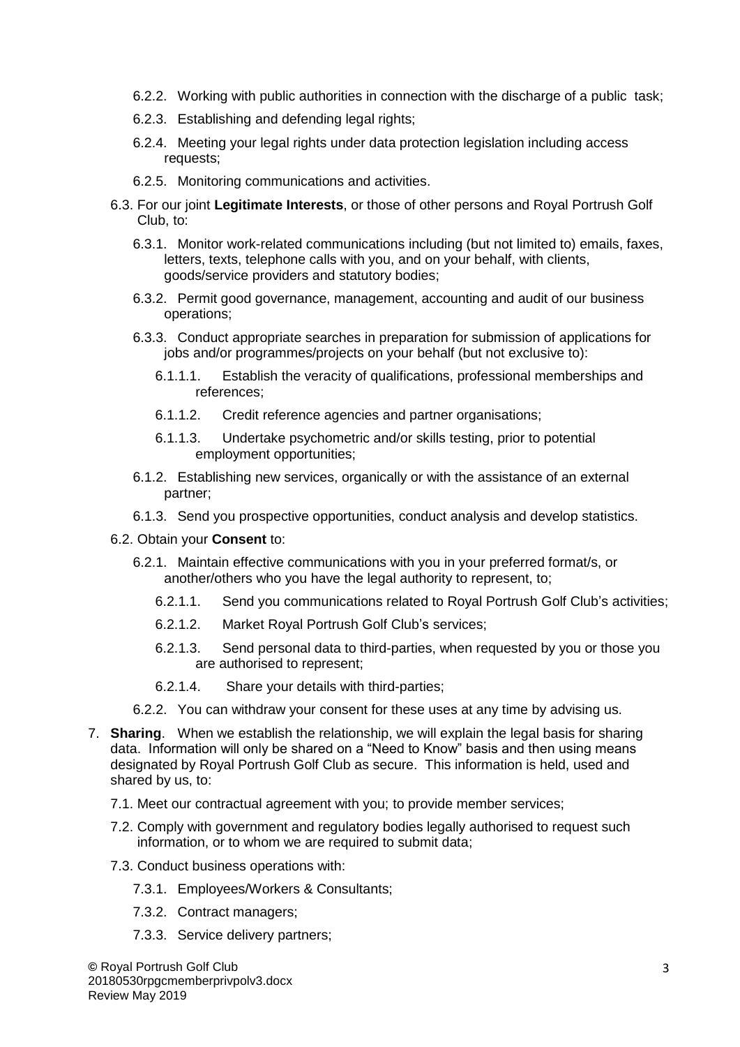6.2.2. Working with public authorities in connection with the discharge of a public task;

6.2.3. Establishing and defending legal rights;

6.2.4. Meeting your legal rights under data protection legislation including access requests;

6.2.5. Monitoring communications and activities.

6.3. For our joint **Legitimate Interests**, or those of other persons and Royal Portrush Golf Club, to:

6.3.1. Monitor work-related communications including (but not limited to) emails, faxes, letters, texts, telephone calls with you, and on your behalf, with clients, goods/service providers and statutory bodies;

6.3.2. Permit good governance, management, accounting and audit of our business operations;

6.3.3. Conduct appropriate searches in preparation for submission of applications for jobs and/or programmes/projects on your behalf (but not exclusive to):

6.1.1.1. Establish the veracity of qualifications, professional memberships and references;

6.1.1.2. Credit reference agencies and partner organisations;

6.1.1.3. Undertake psychometric and/or skills testing, prior to potential employment opportunities;

6.1.2. Establishing new services, organically or with the assistance of an external partner;

6.1.3. Send you prospective opportunities, conduct analysis and develop statistics.

6.2. Obtain your **Consent** to:

6.2.1. Maintain effective communications with you in your preferred format/s, or another/others who you have the legal authority to represent, to;

6.2.1.1. Send you communications related to Royal Portrush Golf Club's activities;

6.2.1.2. Market Royal Portrush Golf Club's services;

6.2.1.3. Send personal data to third-parties, when requested by you or those you are authorised to represent;

6.2.1.4. Share your details with third-parties;

6.2.2. You can withdraw your consent for these uses at any time by advising us.

7. **Sharing**. When we establish the relationship, we will explain the legal basis for sharing data. Information will only be shared on a "Need to Know" basis and then using means designated by Royal Portrush Golf Club as secure. This information is held, used and shared by us, to:

7.1. Meet our contractual agreement with you; to provide member services;

7.2. Comply with government and regulatory bodies legally authorised to request such information, or to whom we are required to submit data;

7.3. Conduct business operations with:

7.3.1. Employees/Workers & Consultants;

7.3.2. Contract managers;

7.3.3. Service delivery partners;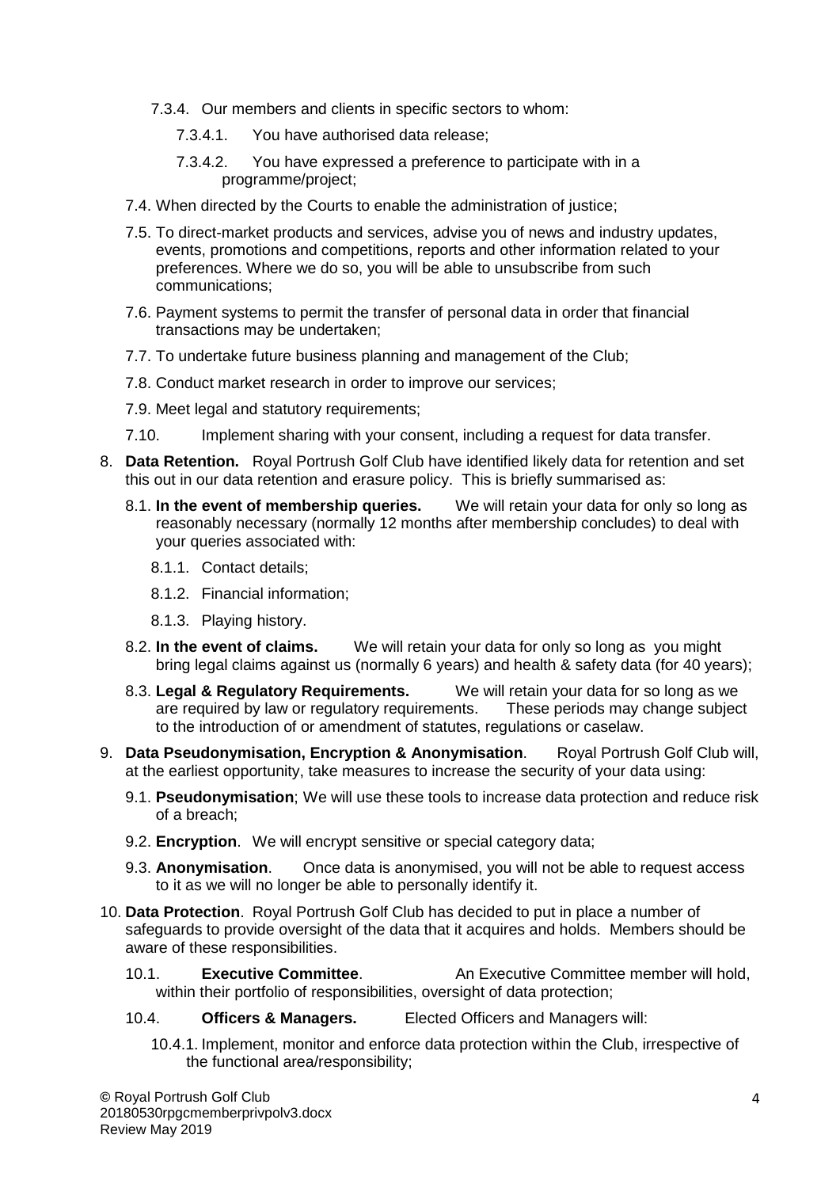- 7.3.4. Our members and clients in specific sectors to whom:
  - 7.3.4.1. You have authorised data release;
  - 7.3.4.2. You have expressed a preference to participate with in a programme/project;
- 7.4. When directed by the Courts to enable the administration of justice;
- 7.5. To direct-market products and services, advise you of news and industry updates, events, promotions and competitions, reports and other information related to your preferences. Where we do so, you will be able to unsubscribe from such communications;
- 7.6. Payment systems to permit the transfer of personal data in order that financial transactions may be undertaken;
- 7.7. To undertake future business planning and management of the Club;
- 7.8. Conduct market research in order to improve our services;
- 7.9. Meet legal and statutory requirements;
- 7.10. Implement sharing with your consent, including a request for data transfer.

8. **Data Retention.** Royal Portrush Golf Club have identified likely data for retention and set this out in our data retention and erasure policy. This is briefly summarised as:
   - 8.1. **In the event of membership queries.** We will retain your data for only so long as reasonably necessary (normally 12 months after membership concludes) to deal with your queries associated with:
     - 8.1.1. Contact details;
     - 8.1.2. Financial information;
     - 8.1.3. Playing history.
   - 8.2. **In the event of claims.** We will retain your data for only so long as you might bring legal claims against us (normally 6 years) and health & safety data (for 40 years);
   - 8.3. **Legal & Regulatory Requirements.** We will retain your data for so long as we are required by law or regulatory requirements. These periods may change subject to the introduction of or amendment of statutes, regulations or caselaw.

9. **Data Pseudonymisation, Encryption & Anonymisation**. Royal Portrush Golf Club will, at the earliest opportunity, take measures to increase the security of your data using:
   - 9.1. **Pseudonymisation**; We will use these tools to increase data protection and reduce risk of a breach;
   - 9.2. **Encryption**. We will encrypt sensitive or special category data;
   - 9.3. **Anonymisation**. Once data is anonymised, you will not be able to request access to it as we will no longer be able to personally identify it.

10. **Data Protection**. Royal Portrush Golf Club has decided to put in place a number of safeguards to provide oversight of the data that it acquires and holds. Members should be aware of these responsibilities.
    - 10.1. **Executive Committee**. An Executive Committee member will hold, within their portfolio of responsibilities, oversight of data protection;
    - 10.4. **Officers & Managers.** Elected Officers and Managers will:
      - 10.4.1. Implement, monitor and enforce data protection within the Club, irrespective of the functional area/responsibility;

© Royal Portrush Golf Club
20180530rpgcmemberprivpolv3.docx
Review May 2019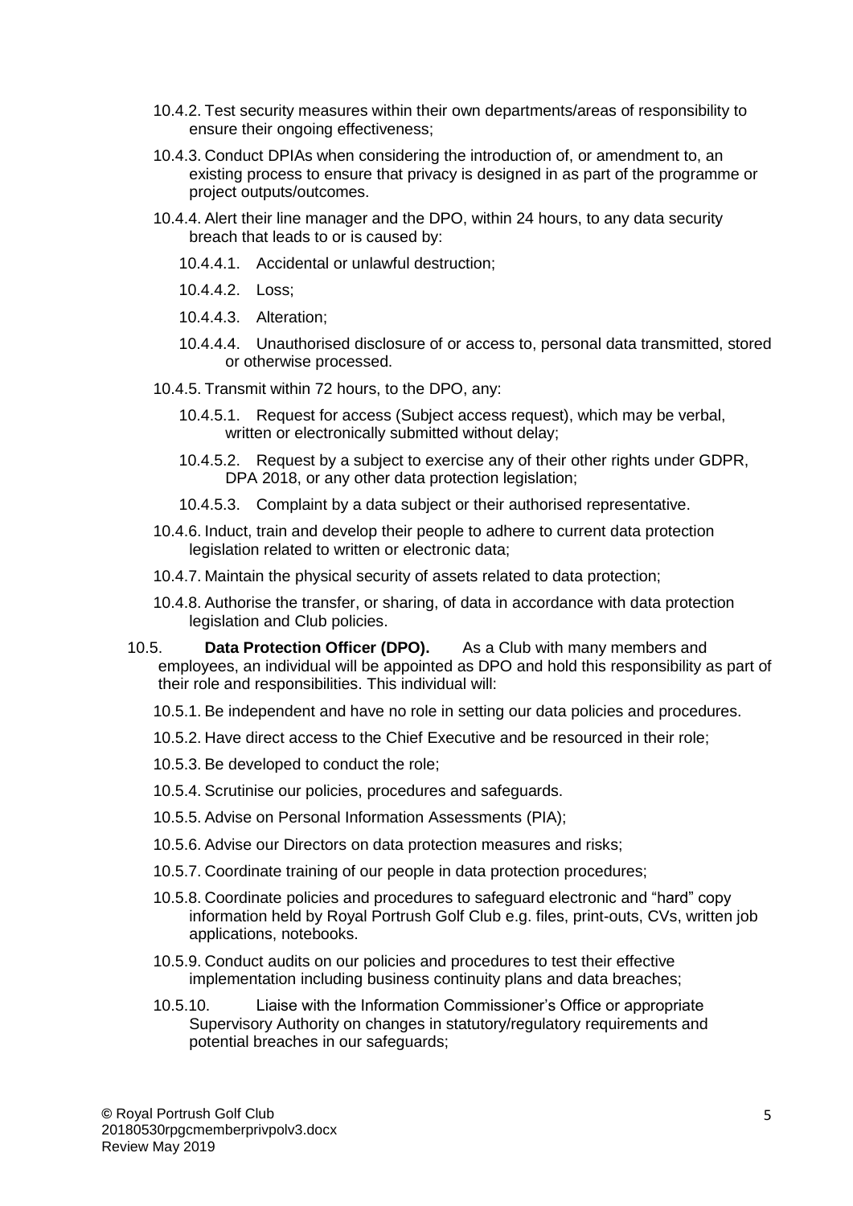10.4.2. Test security measures within their own departments/areas of responsibility to ensure their ongoing effectiveness;

10.4.3. Conduct DPIAs when considering the introduction of, or amendment to, an existing process to ensure that privacy is designed in as part of the programme or project outputs/outcomes.

10.4.4. Alert their line manager and the DPO, within 24 hours, to any data security breach that leads to or is caused by:

10.4.4.1. Accidental or unlawful destruction;

10.4.4.2. Loss;

10.4.4.3. Alteration;

10.4.4.4. Unauthorised disclosure of or access to, personal data transmitted, stored or otherwise processed.

10.4.5. Transmit within 72 hours, to the DPO, any:

10.4.5.1. Request for access (Subject access request), which may be verbal, written or electronically submitted without delay;

10.4.5.2. Request by a subject to exercise any of their other rights under GDPR, DPA 2018, or any other data protection legislation;

10.4.5.3. Complaint by a data subject or their authorised representative.

10.4.6. Induct, train and develop their people to adhere to current data protection legislation related to written or electronic data;

10.4.7. Maintain the physical security of assets related to data protection;

10.4.8. Authorise the transfer, or sharing, of data in accordance with data protection legislation and Club policies.

10.5. **Data Protection Officer (DPO).** As a Club with many members and employees, an individual will be appointed as DPO and hold this responsibility as part of their role and responsibilities. This individual will:

10.5.1. Be independent and have no role in setting our data policies and procedures.

10.5.2. Have direct access to the Chief Executive and be resourced in their role;

10.5.3. Be developed to conduct the role;

10.5.4. Scrutinise our policies, procedures and safeguards.

10.5.5. Advise on Personal Information Assessments (PIA);

10.5.6. Advise our Directors on data protection measures and risks;

10.5.7. Coordinate training of our people in data protection procedures;

10.5.8. Coordinate policies and procedures to safeguard electronic and "hard" copy information held by Royal Portrush Golf Club e.g. files, print-outs, CVs, written job applications, notebooks.

10.5.9. Conduct audits on our policies and procedures to test their effective implementation including business continuity plans and data breaches;

10.5.10. Liaise with the Information Commissioner's Office or appropriate Supervisory Authority on changes in statutory/regulatory requirements and potential breaches in our safeguards;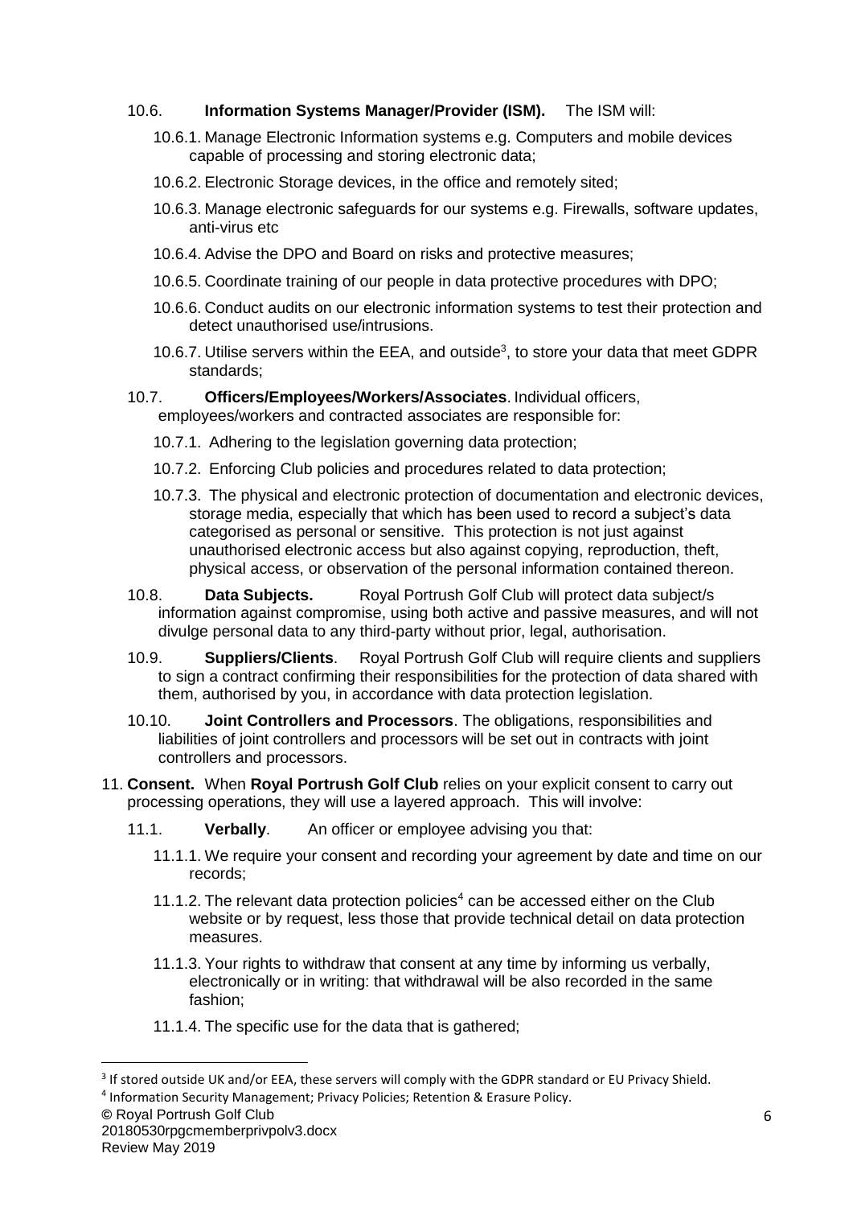10.6. **Information Systems Manager/Provider (ISM).** The ISM will:

10.6.1. Manage Electronic Information systems e.g. Computers and mobile devices capable of processing and storing electronic data;

10.6.2. Electronic Storage devices, in the office and remotely sited;

10.6.3. Manage electronic safeguards for our systems e.g. Firewalls, software updates, anti-virus etc

10.6.4. Advise the DPO and Board on risks and protective measures;

10.6.5. Coordinate training of our people in data protective procedures with DPO;

10.6.6. Conduct audits on our electronic information systems to test their protection and detect unauthorised use/intrusions.

10.6.7. Utilise servers within the EEA, and outside[3], to store your data that meet GDPR standards;

10.7. **Officers/Employees/Workers/Associates**. Individual officers, employees/workers and contracted associates are responsible for:

10.7.1. Adhering to the legislation governing data protection;

10.7.2. Enforcing Club policies and procedures related to data protection;

10.7.3. The physical and electronic protection of documentation and electronic devices, storage media, especially that which has been used to record a subject's data categorised as personal or sensitive. This protection is not just against unauthorised electronic access but also against copying, reproduction, theft, physical access, or observation of the personal information contained thereon.

10.8. **Data Subjects.** Royal Portrush Golf Club will protect data subject/s information against compromise, using both active and passive measures, and will not divulge personal data to any third-party without prior, legal, authorisation.

10.9. **Suppliers/Clients**. Royal Portrush Golf Club will require clients and suppliers to sign a contract confirming their responsibilities for the protection of data shared with them, authorised by you, in accordance with data protection legislation.

10.10. **Joint Controllers and Processors**. The obligations, responsibilities and liabilities of joint controllers and processors will be set out in contracts with joint controllers and processors.

11. **Consent.** When **Royal Portrush Golf Club** relies on your explicit consent to carry out processing operations, they will use a layered approach. This will involve:

11.1. **Verbally**. An officer or employee advising you that:

11.1.1. We require your consent and recording your agreement by date and time on our records;

11.1.2. The relevant data protection policies[4] can be accessed either on the Club website or by request, less those that provide technical detail on data protection measures.

11.1.3. Your rights to withdraw that consent at any time by informing us verbally, electronically or in writing: that withdrawal will be also recorded in the same fashion;

11.1.4. The specific use for the data that is gathered;

---

[3] If stored outside UK and/or EEA, these servers will comply with the GDPR standard or EU Privacy Shield.

[4] Information Security Management; Privacy Policies; Retention & Erasure Policy.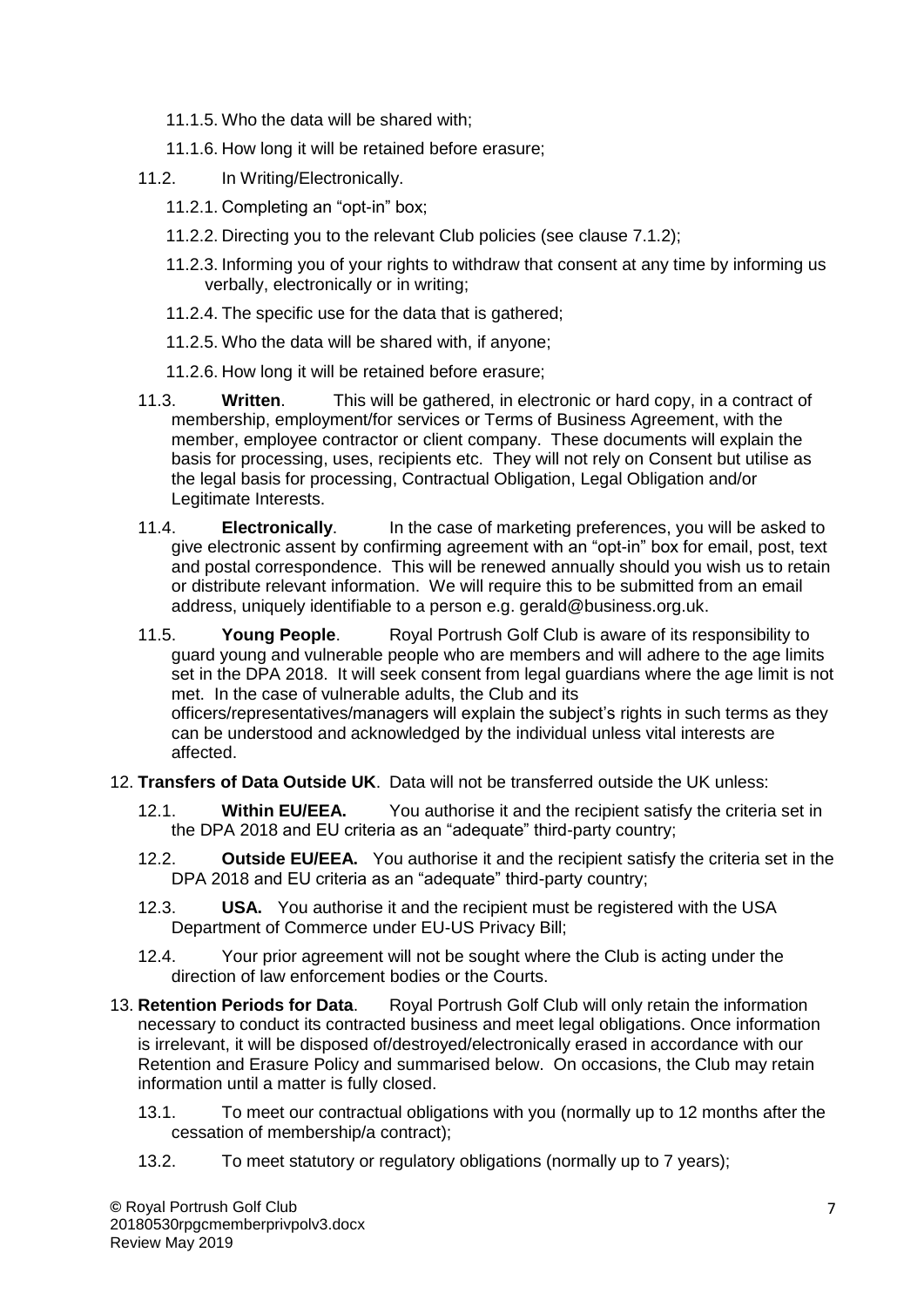11.1.5. Who the data will be shared with;

11.1.6. How long it will be retained before erasure;

11.2. In Writing/Electronically.

11.2.1. Completing an "opt-in" box;

11.2.2. Directing you to the relevant Club policies (see clause 7.1.2);

11.2.3. Informing you of your rights to withdraw that consent at any time by informing us verbally, electronically or in writing;

11.2.4. The specific use for the data that is gathered;

11.2.5. Who the data will be shared with, if anyone;

11.2.6. How long it will be retained before erasure;

11.3. **Written**. This will be gathered, in electronic or hard copy, in a contract of membership, employment/for services or Terms of Business Agreement, with the member, employee contractor or client company. These documents will explain the basis for processing, uses, recipients etc. They will not rely on Consent but utilise as the legal basis for processing, Contractual Obligation, Legal Obligation and/or Legitimate Interests.

11.4. **Electronically**. In the case of marketing preferences, you will be asked to give electronic assent by confirming agreement with an "opt-in" box for email, post, text and postal correspondence. This will be renewed annually should you wish us to retain or distribute relevant information. We will require this to be submitted from an email address, uniquely identifiable to a person e.g. gerald@business.org.uk.

11.5. **Young People**. Royal Portrush Golf Club is aware of its responsibility to guard young and vulnerable people who are members and will adhere to the age limits set in the DPA 2018. It will seek consent from legal guardians where the age limit is not met. In the case of vulnerable adults, the Club and its officers/representatives/managers will explain the subject's rights in such terms as they can be understood and acknowledged by the individual unless vital interests are affected.

12. **Transfers of Data Outside UK**. Data will not be transferred outside the UK unless:

12.1. **Within EU/EEA.** You authorise it and the recipient satisfy the criteria set in the DPA 2018 and EU criteria as an "adequate" third-party country;

12.2. **Outside EU/EEA.** You authorise it and the recipient satisfy the criteria set in the DPA 2018 and EU criteria as an "adequate" third-party country;

12.3. **USA.** You authorise it and the recipient must be registered with the USA Department of Commerce under EU-US Privacy Bill;

12.4. Your prior agreement will not be sought where the Club is acting under the direction of law enforcement bodies or the Courts.

13. **Retention Periods for Data**. Royal Portrush Golf Club will only retain the information necessary to conduct its contracted business and meet legal obligations. Once information is irrelevant, it will be disposed of/destroyed/electronically erased in accordance with our Retention and Erasure Policy and summarised below. On occasions, the Club may retain information until a matter is fully closed.

13.1. To meet our contractual obligations with you (normally up to 12 months after the cessation of membership/a contract);

13.2. To meet statutory or regulatory obligations (normally up to 7 years);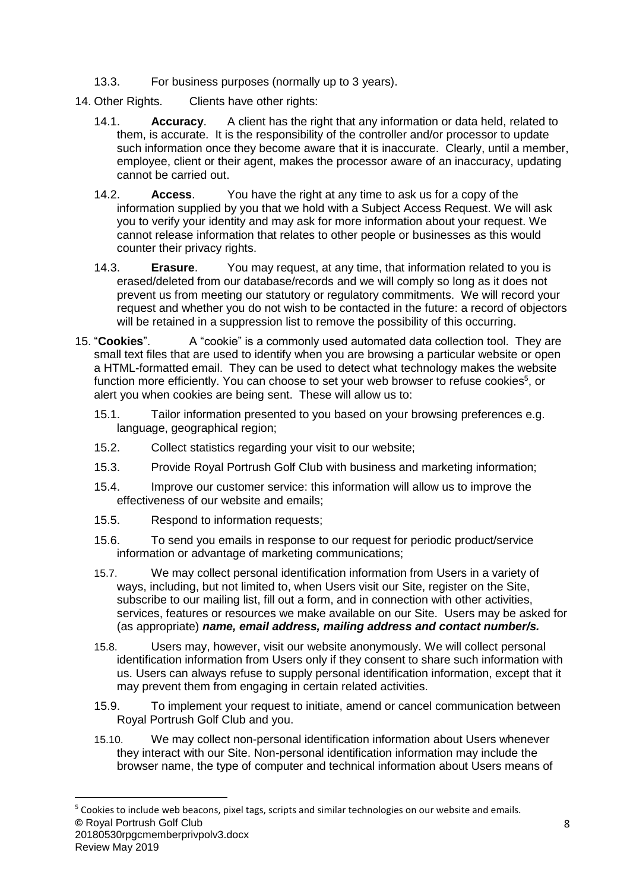13.3. For business purposes (normally up to 3 years).

14. Other Rights. Clients have other rights:

14.1. **Accuracy**. A client has the right that any information or data held, related to them, is accurate. It is the responsibility of the controller and/or processor to update such information once they become aware that it is inaccurate. Clearly, until a member, employee, client or their agent, makes the processor aware of an inaccuracy, updating cannot be carried out.

14.2. **Access**. You have the right at any time to ask us for a copy of the information supplied by you that we hold with a Subject Access Request. We will ask you to verify your identity and may ask for more information about your request. We cannot release information that relates to other people or businesses as this would counter their privacy rights.

14.3. **Erasure**. You may request, at any time, that information related to you is erased/deleted from our database/records and we will comply so long as it does not prevent us from meeting our statutory or regulatory commitments. We will record your request and whether you do not wish to be contacted in the future: a record of objectors will be retained in a suppression list to remove the possibility of this occurring.

15. "**Cookies**". A "cookie" is a commonly used automated data collection tool. They are small text files that are used to identify when you are browsing a particular website or open a HTML-formatted email. They can be used to detect what technology makes the website function more efficiently. You can choose to set your web browser to refuse cookies[5], or alert you when cookies are being sent. These will allow us to:

15.1. Tailor information presented to you based on your browsing preferences e.g. language, geographical region;

15.2. Collect statistics regarding your visit to our website;

15.3. Provide Royal Portrush Golf Club with business and marketing information;

15.4. Improve our customer service: this information will allow us to improve the effectiveness of our website and emails;

15.5. Respond to information requests;

15.6. To send you emails in response to our request for periodic product/service information or advantage of marketing communications;

15.7. We may collect personal identification information from Users in a variety of ways, including, but not limited to, when Users visit our Site, register on the Site, subscribe to our mailing list, fill out a form, and in connection with other activities, services, features or resources we make available on our Site. Users may be asked for (as appropriate) ***name, email address, mailing address and contact number/s.***

15.8. Users may, however, visit our website anonymously. We will collect personal identification information from Users only if they consent to share such information with us. Users can always refuse to supply personal identification information, except that it may prevent them from engaging in certain related activities.

15.9. To implement your request to initiate, amend or cancel communication between Royal Portrush Golf Club and you.

15.10. We may collect non-personal identification information about Users whenever they interact with our Site. Non-personal identification information may include the browser name, the type of computer and technical information about Users means of

[5] Cookies to include web beacons, pixel tags, scripts and similar technologies on our website and emails.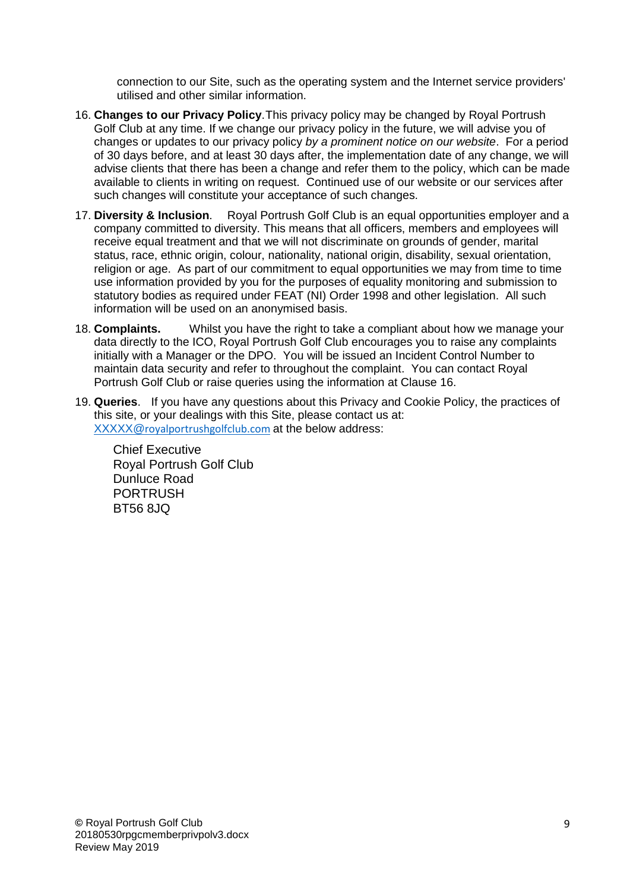connection to our Site, such as the operating system and the Internet service providers' utilised and other similar information.

16. **Changes to our Privacy Policy**.This privacy policy may be changed by Royal Portrush Golf Club at any time. If we change our privacy policy in the future, we will advise you of changes or updates to our privacy policy *by a prominent notice on our website*. For a period of 30 days before, and at least 30 days after, the implementation date of any change, we will advise clients that there has been a change and refer them to the policy, which can be made available to clients in writing on request. Continued use of our website or our services after such changes will constitute your acceptance of such changes.

17. **Diversity & Inclusion**. Royal Portrush Golf Club is an equal opportunities employer and a company committed to diversity. This means that all officers, members and employees will receive equal treatment and that we will not discriminate on grounds of gender, marital status, race, ethnic origin, colour, nationality, national origin, disability, sexual orientation, religion or age. As part of our commitment to equal opportunities we may from time to time use information provided by you for the purposes of equality monitoring and submission to statutory bodies as required under FEAT (NI) Order 1998 and other legislation. All such information will be used on an anonymised basis.

18. **Complaints.** Whilst you have the right to take a compliant about how we manage your data directly to the ICO, Royal Portrush Golf Club encourages you to raise any complaints initially with a Manager or the DPO. You will be issued an Incident Control Number to maintain data security and refer to throughout the complaint. You can contact Royal Portrush Golf Club or raise queries using the information at Clause 16.

19. **Queries**. If you have any questions about this Privacy and Cookie Policy, the practices of this site, or your dealings with this Site, please contact us at: XXXXX@royalportrushgolfclub.com at the below address:

    Chief Executive
    Royal Portrush Golf Club
    Dunluce Road
    PORTRUSH
    BT56 8JQ

© Royal Portrush Golf Club
20180530rpgcmemberprivpolv3.docx
Review May 2019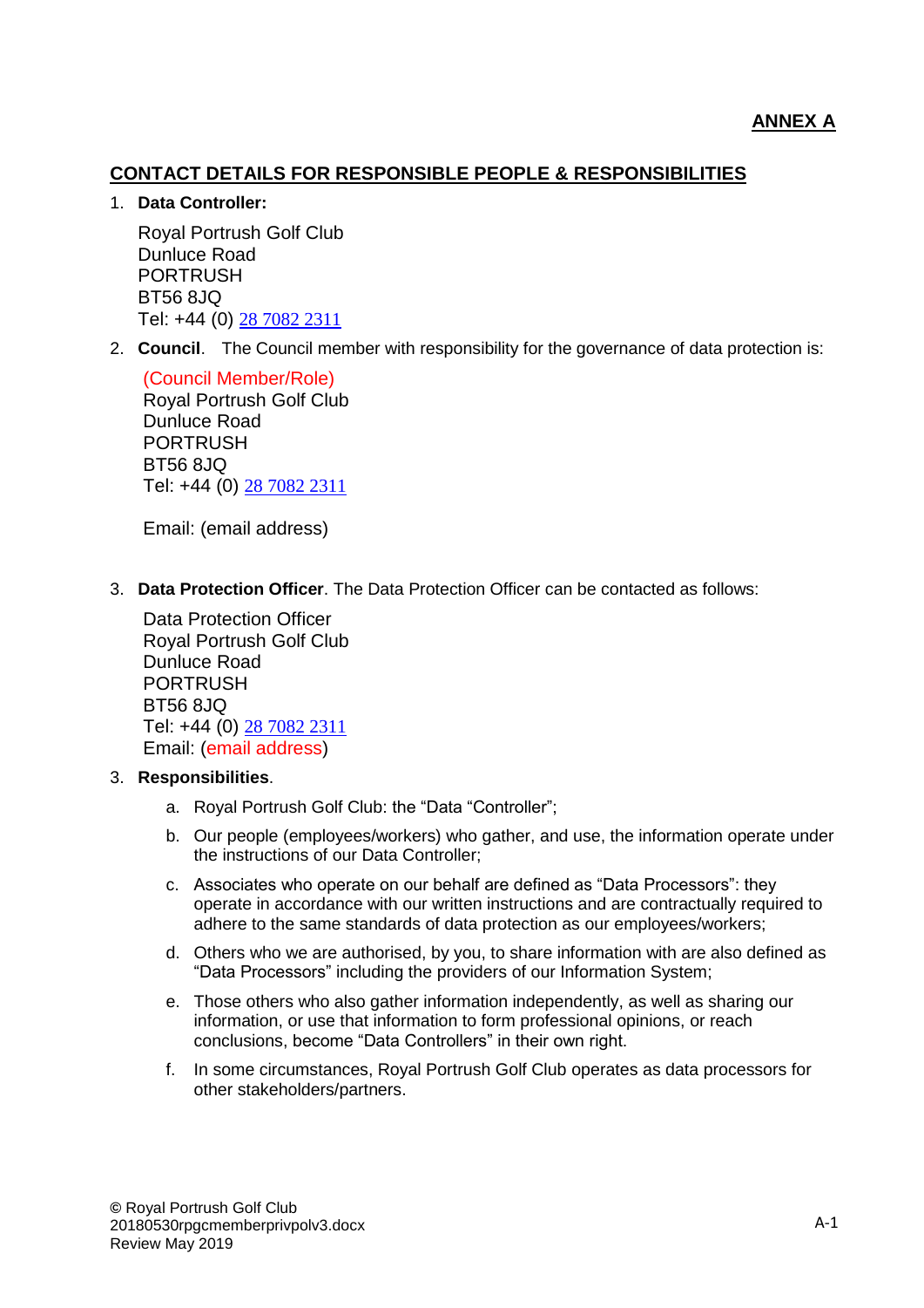**ANNEX A**

## CONTACT DETAILS FOR RESPONSIBLE PEOPLE & RESPONSIBILITIES

1. **Data Controller:**

   Royal Portrush Golf Club
   Dunluce Road
   PORTRUSH
   BT56 8JQ
   Tel: +44 (0) 28 7082 2311

2. **Council**. The Council member with responsibility for the governance of data protection is:

   (Council Member/Role)
   Royal Portrush Golf Club
   Dunluce Road
   PORTRUSH
   BT56 8JQ
   Tel: +44 (0) 28 7082 2311

   Email: (email address)

3. **Data Protection Officer**. The Data Protection Officer can be contacted as follows:

   Data Protection Officer
   Royal Portrush Golf Club
   Dunluce Road
   PORTRUSH
   BT56 8JQ
   Tel: +44 (0) 28 7082 2311
   Email: (email address)

3. **Responsibilities**.

   a. Royal Portrush Golf Club: the "Data "Controller";

   b. Our people (employees/workers) who gather, and use, the information operate under the instructions of our Data Controller;

   c. Associates who operate on our behalf are defined as "Data Processors": they operate in accordance with our written instructions and are contractually required to adhere to the same standards of data protection as our employees/workers;

   d. Others who we are authorised, by you, to share information with are also defined as "Data Processors" including the providers of our Information System;

   e. Those others who also gather information independently, as well as sharing our information, or use that information to form professional opinions, or reach conclusions, become "Data Controllers" in their own right.

   f. In some circumstances, Royal Portrush Golf Club operates as data processors for other stakeholders/partners.

© Royal Portrush Golf Club
20180530rpgcmemberprivpolv3.docx
Review May 2019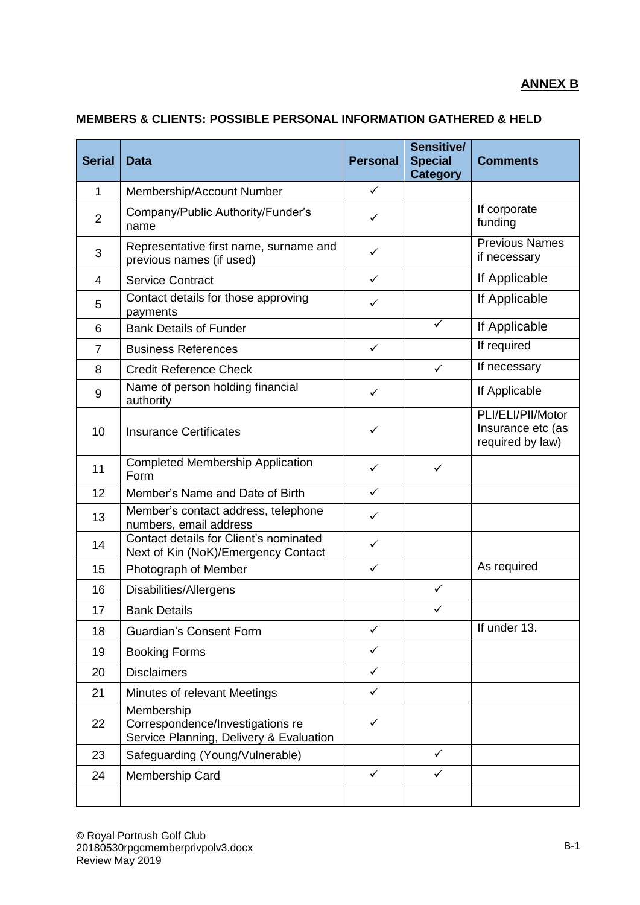**ANNEX B**

**MEMBERS & CLIENTS: POSSIBLE PERSONAL INFORMATION GATHERED & HELD**

| Serial | Data | Personal | Sensitive/ Special Category | Comments |
|---|---|---|---|---|
| 1 | Membership/Account Number | ✓ | | |
| 2 | Company/Public Authority/Funder's name | ✓ | | If corporate funding |
| 3 | Representative first name, surname and previous names (if used) | ✓ | | Previous Names if necessary |
| 4 | Service Contract | ✓ | | If Applicable |
| 5 | Contact details for those approving payments | ✓ | | If Applicable |
| 6 | Bank Details of Funder | | ✓ | If Applicable |
| 7 | Business References | ✓ | | If required |
| 8 | Credit Reference Check | | ✓ | If necessary |
| 9 | Name of person holding financial authority | ✓ | | If Applicable |
| 10 | Insurance Certificates | ✓ | | PLI/ELI/PII/Motor Insurance etc (as required by law) |
| 11 | Completed Membership Application Form | ✓ | ✓ | |
| 12 | Member's Name and Date of Birth | ✓ | | |
| 13 | Member's contact address, telephone numbers, email address | ✓ | | |
| 14 | Contact details for Client's nominated Next of Kin (NoK)/Emergency Contact | ✓ | | |
| 15 | Photograph of Member | ✓ | | As required |
| 16 | Disabilities/Allergens | | ✓ | |
| 17 | Bank Details | | ✓ | |
| 18 | Guardian's Consent Form | ✓ | | If under 13. |
| 19 | Booking Forms | ✓ | | |
| 20 | Disclaimers | ✓ | | |
| 21 | Minutes of relevant Meetings | ✓ | | |
| 22 | Membership Correspondence/Investigations re Service Planning, Delivery & Evaluation | ✓ | | |
| 23 | Safeguarding (Young/Vulnerable) | | ✓ | |
| 24 | Membership Card | ✓ | ✓ | |
| | | | | |

© Royal Portrush Golf Club
20180530rpgcmemberprivpolv3.docx
Review May 2019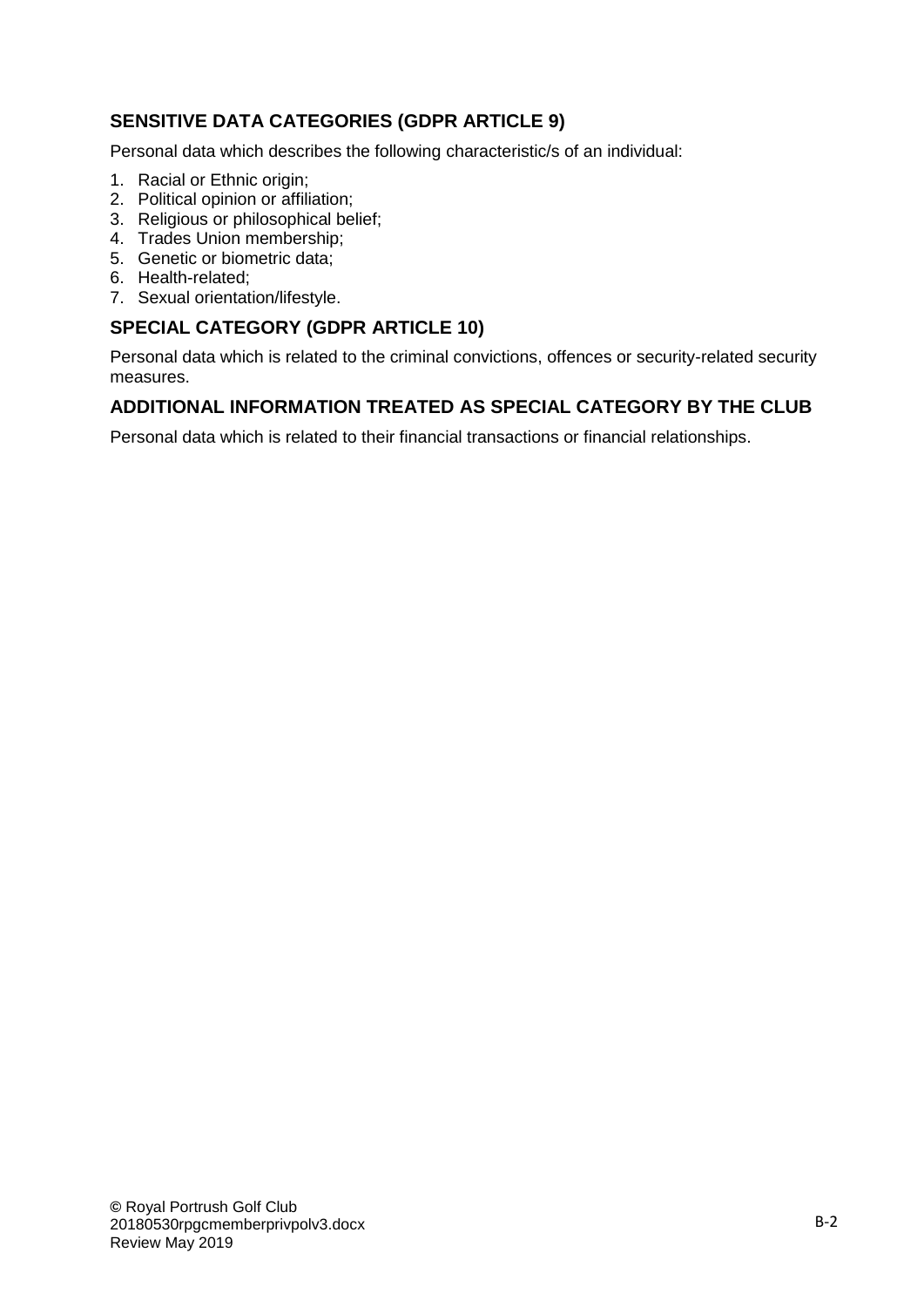## SENSITIVE DATA CATEGORIES (GDPR ARTICLE 9)

Personal data which describes the following characteristic/s of an individual:

1. Racial or Ethnic origin;
2. Political opinion or affiliation;
3. Religious or philosophical belief;
4. Trades Union membership;
5. Genetic or biometric data;
6. Health-related;
7. Sexual orientation/lifestyle.

## SPECIAL CATEGORY (GDPR ARTICLE 10)

Personal data which is related to the criminal convictions, offences or security-related security measures.

## ADDITIONAL INFORMATION TREATED AS SPECIAL CATEGORY BY THE CLUB

Personal data which is related to their financial transactions or financial relationships.